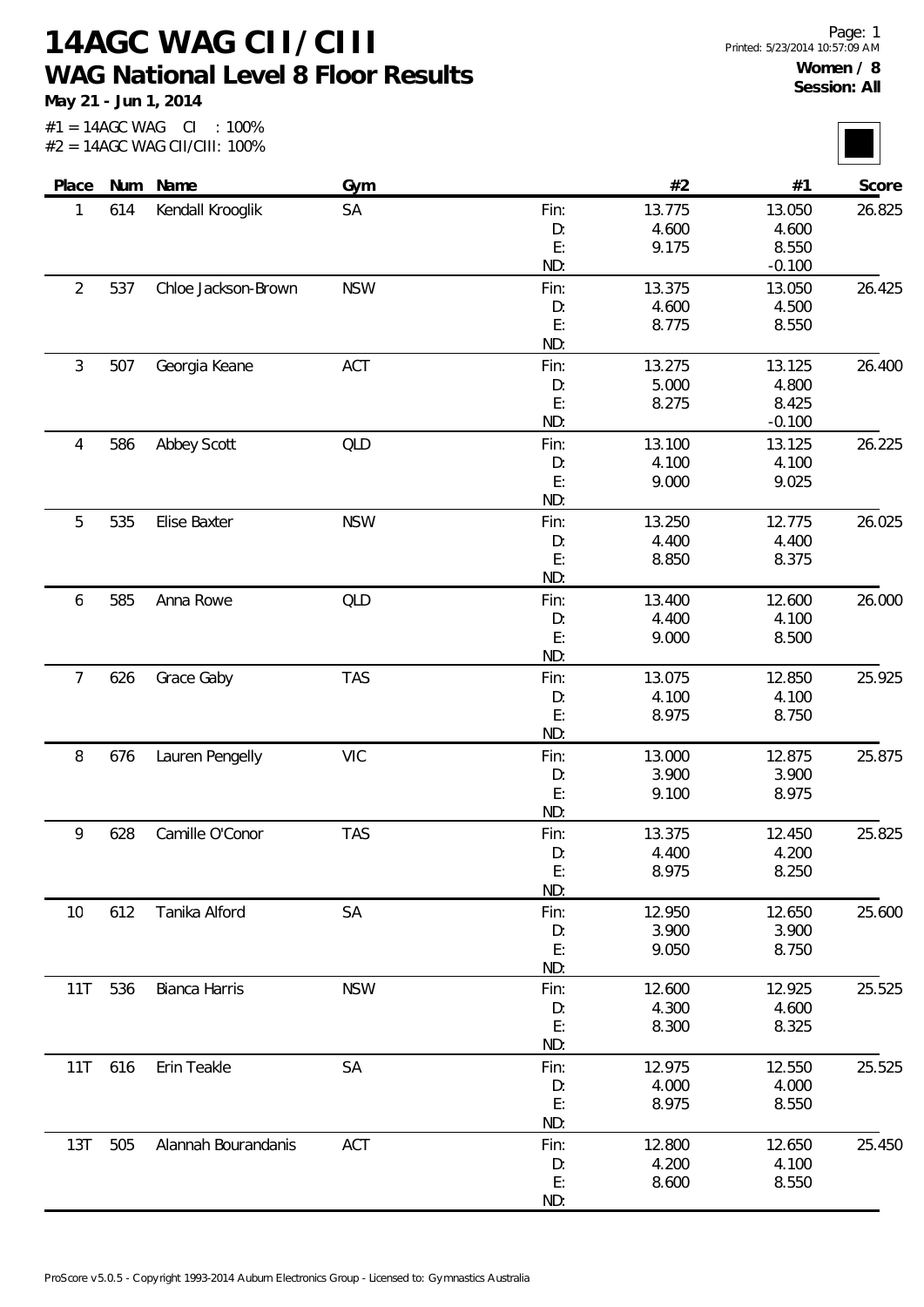# 14AGC WAG CII/CIII

## WAG National Level 8 Floor Results

**May 21 - Jun 1, 2014**

#1 = 14AGC WAG CI : 100%
#2 = 14AGC WAG CII/CIII: 100%

**Women / 8**
**Session: All**

| Place | Num | Name | Gym | | #2 | #1 | Score |
|---|---|---|---|---|---|---|---|
| 1 | 614 | Kendall Krooglik | SA | Fin: | 13.775 | 13.050 | 26.825 |
| | | | | D: | 4.600 | 4.600 | |
| | | | | E: | 9.175 | 8.550 | |
| | | | | ND: | | -0.100 | |
| 2 | 537 | Chloe Jackson-Brown | NSW | Fin: | 13.375 | 13.050 | 26.425 |
| | | | | D: | 4.600 | 4.500 | |
| | | | | E: | 8.775 | 8.550 | |
| | | | | ND: | | | |
| 3 | 507 | Georgia Keane | ACT | Fin: | 13.275 | 13.125 | 26.400 |
| | | | | D: | 5.000 | 4.800 | |
| | | | | E: | 8.275 | 8.425 | |
| | | | | ND: | | -0.100 | |
| 4 | 586 | Abbey Scott | QLD | Fin: | 13.100 | 13.125 | 26.225 |
| | | | | D: | 4.100 | 4.100 | |
| | | | | E: | 9.000 | 9.025 | |
| | | | | ND: | | | |
| 5 | 535 | Elise Baxter | NSW | Fin: | 13.250 | 12.775 | 26.025 |
| | | | | D: | 4.400 | 4.400 | |
| | | | | E: | 8.850 | 8.375 | |
| | | | | ND: | | | |
| 6 | 585 | Anna Rowe | QLD | Fin: | 13.400 | 12.600 | 26.000 |
| | | | | D: | 4.400 | 4.100 | |
| | | | | E: | 9.000 | 8.500 | |
| | | | | ND: | | | |
| 7 | 626 | Grace Gaby | TAS | Fin: | 13.075 | 12.850 | 25.925 |
| | | | | D: | 4.100 | 4.100 | |
| | | | | E: | 8.975 | 8.750 | |
| | | | | ND: | | | |
| 8 | 676 | Lauren Pengelly | VIC | Fin: | 13.000 | 12.875 | 25.875 |
| | | | | D: | 3.900 | 3.900 | |
| | | | | E: | 9.100 | 8.975 | |
| | | | | ND: | | | |
| 9 | 628 | Camille O'Conor | TAS | Fin: | 13.375 | 12.450 | 25.825 |
| | | | | D: | 4.400 | 4.200 | |
| | | | | E: | 8.975 | 8.250 | |
| | | | | ND: | | | |
| 10 | 612 | Tanika Alford | SA | Fin: | 12.950 | 12.650 | 25.600 |
| | | | | D: | 3.900 | 3.900 | |
| | | | | E: | 9.050 | 8.750 | |
| | | | | ND: | | | |
| 11T | 536 | Bianca Harris | NSW | Fin: | 12.600 | 12.925 | 25.525 |
| | | | | D: | 4.300 | 4.600 | |
| | | | | E: | 8.300 | 8.325 | |
| | | | | ND: | | | |
| 11T | 616 | Erin Teakle | SA | Fin: | 12.975 | 12.550 | 25.525 |
| | | | | D: | 4.000 | 4.000 | |
| | | | | E: | 8.975 | 8.550 | |
| | | | | ND: | | | |
| 13T | 505 | Alannah Bourandanis | ACT | Fin: | 12.800 | 12.650 | 25.450 |
| | | | | D: | 4.200 | 4.100 | |
| | | | | E: | 8.600 | 8.550 | |
| | | | | ND: | | | |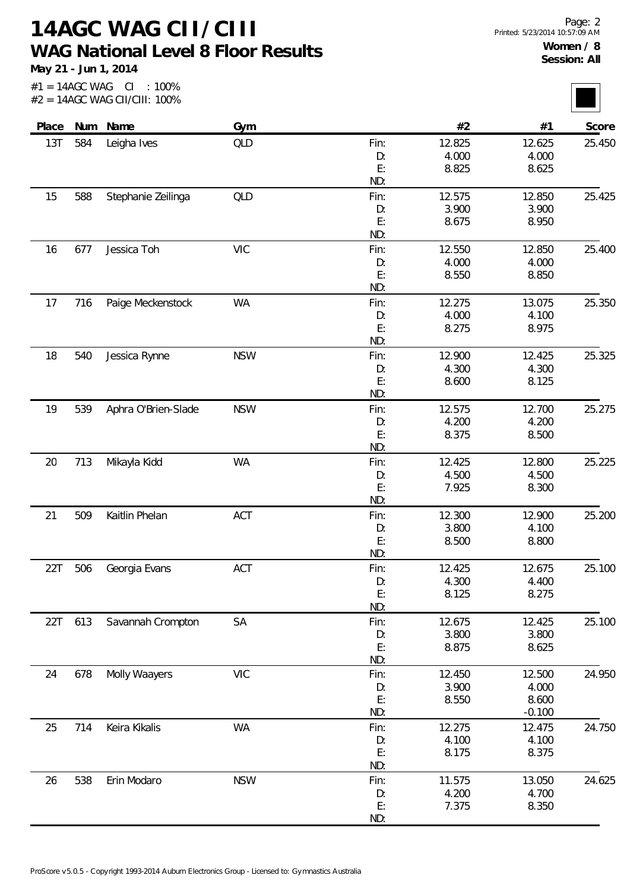# 14AGC WAG CII/CIII

## WAG National Level 8 Floor Results

**May 21 - Jun 1, 2014**

**Women / 8**
**Session: All**

#1 = 14AGC WAG CI : 100%
#2 = 14AGC WAG CII/CIII: 100%

| Place | Num | Name | Gym | | #2 | #1 | Score |
|---|---|---|---|---|---|---|---|
| 13T | 584 | Leigha Ives | QLD | Fin: | 12.825 | 12.625 | 25.450 |
| | | | | D: | 4.000 | 4.000 | |
| | | | | E: | 8.825 | 8.625 | |
| | | | | ND: | | | |
| 15 | 588 | Stephanie Zeilinga | QLD | Fin: | 12.575 | 12.850 | 25.425 |
| | | | | D: | 3.900 | 3.900 | |
| | | | | E: | 8.675 | 8.950 | |
| | | | | ND: | | | |
| 16 | 677 | Jessica Toh | VIC | Fin: | 12.550 | 12.850 | 25.400 |
| | | | | D: | 4.000 | 4.000 | |
| | | | | E: | 8.550 | 8.850 | |
| | | | | ND: | | | |
| 17 | 716 | Paige Meckenstock | WA | Fin: | 12.275 | 13.075 | 25.350 |
| | | | | D: | 4.000 | 4.100 | |
| | | | | E: | 8.275 | 8.975 | |
| | | | | ND: | | | |
| 18 | 540 | Jessica Rynne | NSW | Fin: | 12.900 | 12.425 | 25.325 |
| | | | | D: | 4.300 | 4.300 | |
| | | | | E: | 8.600 | 8.125 | |
| | | | | ND: | | | |
| 19 | 539 | Aphra O'Brien-Slade | NSW | Fin: | 12.575 | 12.700 | 25.275 |
| | | | | D: | 4.200 | 4.200 | |
| | | | | E: | 8.375 | 8.500 | |
| | | | | ND: | | | |
| 20 | 713 | Mikayla Kidd | WA | Fin: | 12.425 | 12.800 | 25.225 |
| | | | | D: | 4.500 | 4.500 | |
| | | | | E: | 7.925 | 8.300 | |
| | | | | ND: | | | |
| 21 | 509 | Kaitlin Phelan | ACT | Fin: | 12.300 | 12.900 | 25.200 |
| | | | | D: | 3.800 | 4.100 | |
| | | | | E: | 8.500 | 8.800 | |
| | | | | ND: | | | |
| 22T | 506 | Georgia Evans | ACT | Fin: | 12.425 | 12.675 | 25.100 |
| | | | | D: | 4.300 | 4.400 | |
| | | | | E: | 8.125 | 8.275 | |
| | | | | ND: | | | |
| 22T | 613 | Savannah Crompton | SA | Fin: | 12.675 | 12.425 | 25.100 |
| | | | | D: | 3.800 | 3.800 | |
| | | | | E: | 8.875 | 8.625 | |
| | | | | ND: | | | |
| 24 | 678 | Molly Waayers | VIC | Fin: | 12.450 | 12.500 | 24.950 |
| | | | | D: | 3.900 | 4.000 | |
| | | | | E: | 8.550 | 8.600 | |
| | | | | ND: | | -0.100 | |
| 25 | 714 | Keira Kikalis | WA | Fin: | 12.275 | 12.475 | 24.750 |
| | | | | D: | 4.100 | 4.100 | |
| | | | | E: | 8.175 | 8.375 | |
| | | | | ND: | | | |
| 26 | 538 | Erin Modaro | NSW | Fin: | 11.575 | 13.050 | 24.625 |
| | | | | D: | 4.200 | 4.700 | |
| | | | | E: | 7.375 | 8.350 | |
| | | | | ND: | | | |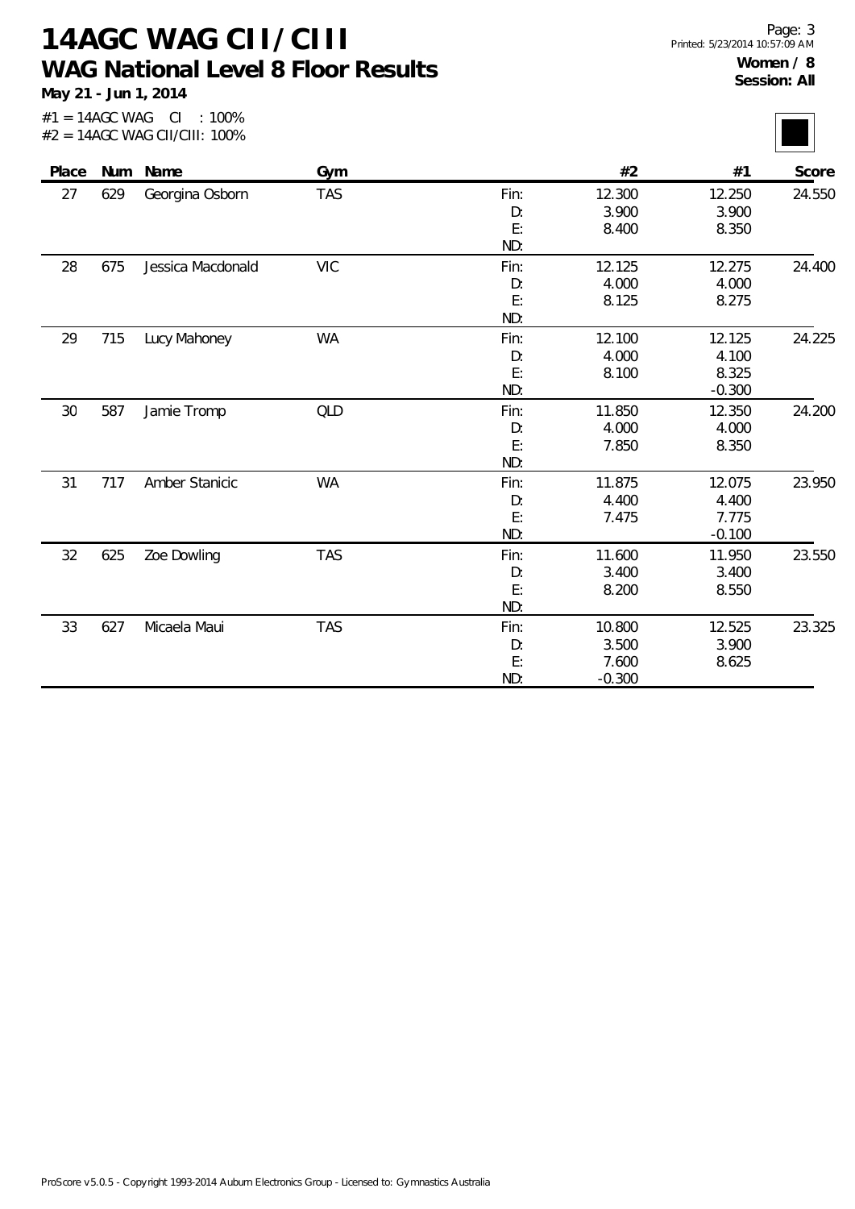# 14AGC WAG CII/CIII

## WAG National Level 8 Floor Results

**May 21 - Jun 1, 2014**

**Women / 8**
**Session: All**

#1 = 14AGC WAG CI : 100%
#2 = 14AGC WAG CII/CIII: 100%

| Place | Num | Name | Gym | | #2 | #1 | Score |
|---|---|---|---|---|---|---|---|
| 27 | 629 | Georgina Osborn | TAS | Fin: | 12.300 | 12.250 | 24.550 |
| | | | | D: | 3.900 | 3.900 | |
| | | | | E: | 8.400 | 8.350 | |
| | | | | ND: | | | |
| 28 | 675 | Jessica Macdonald | VIC | Fin: | 12.125 | 12.275 | 24.400 |
| | | | | D: | 4.000 | 4.000 | |
| | | | | E: | 8.125 | 8.275 | |
| | | | | ND: | | | |
| 29 | 715 | Lucy Mahoney | WA | Fin: | 12.100 | 12.125 | 24.225 |
| | | | | D: | 4.000 | 4.100 | |
| | | | | E: | 8.100 | 8.325 | |
| | | | | ND: | | -0.300 | |
| 30 | 587 | Jamie Tromp | QLD | Fin: | 11.850 | 12.350 | 24.200 |
| | | | | D: | 4.000 | 4.000 | |
| | | | | E: | 7.850 | 8.350 | |
| | | | | ND: | | | |
| 31 | 717 | Amber Stanicic | WA | Fin: | 11.875 | 12.075 | 23.950 |
| | | | | D: | 4.400 | 4.400 | |
| | | | | E: | 7.475 | 7.775 | |
| | | | | ND: | | -0.100 | |
| 32 | 625 | Zoe Dowling | TAS | Fin: | 11.600 | 11.950 | 23.550 |
| | | | | D: | 3.400 | 3.400 | |
| | | | | E: | 8.200 | 8.550 | |
| | | | | ND: | | | |
| 33 | 627 | Micaela Maui | TAS | Fin: | 10.800 | 12.525 | 23.325 |
| | | | | D: | 3.500 | 3.900 | |
| | | | | E: | 7.600 | 8.625 | |
| | | | | ND: | -0.300 | | |

ProScore v5.0.5 - Copyright 1993-2014 Auburn Electronics Group - Licensed to: Gymnastics Australia